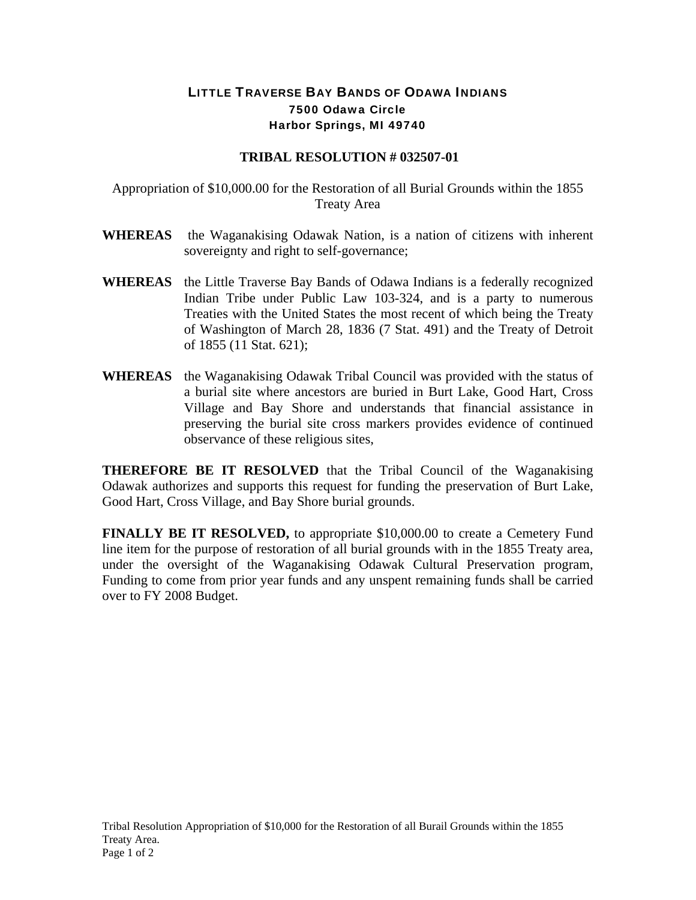# LITTLE TRAVERSE BAY BANDS OF ODAWA INDIANS

**7500 Odawa Circle**
**Harbor Springs, MI 49740**

## TRIBAL RESOLUTION # 032507-01

Appropriation of $10,000.00 for the Restoration of all Burial Grounds within the 1855 Treaty Area

**WHEREAS** the Waganakising Odawak Nation, is a nation of citizens with inherent sovereignty and right to self-governance;

**WHEREAS** the Little Traverse Bay Bands of Odawa Indians is a federally recognized Indian Tribe under Public Law 103-324, and is a party to numerous Treaties with the United States the most recent of which being the Treaty of Washington of March 28, 1836 (7 Stat. 491) and the Treaty of Detroit of 1855 (11 Stat. 621);

**WHEREAS** the Waganakising Odawak Tribal Council was provided with the status of a burial site where ancestors are buried in Burt Lake, Good Hart, Cross Village and Bay Shore and understands that financial assistance in preserving the burial site cross markers provides evidence of continued observance of these religious sites,

**THEREFORE BE IT RESOLVED** that the Tribal Council of the Waganakising Odawak authorizes and supports this request for funding the preservation of Burt Lake, Good Hart, Cross Village, and Bay Shore burial grounds.

**FINALLY BE IT RESOLVED,** to appropriate $10,000.00 to create a Cemetery Fund line item for the purpose of restoration of all burial grounds with in the 1855 Treaty area, under the oversight of the Waganakising Odawak Cultural Preservation program, Funding to come from prior year funds and any unspent remaining funds shall be carried over to FY 2008 Budget.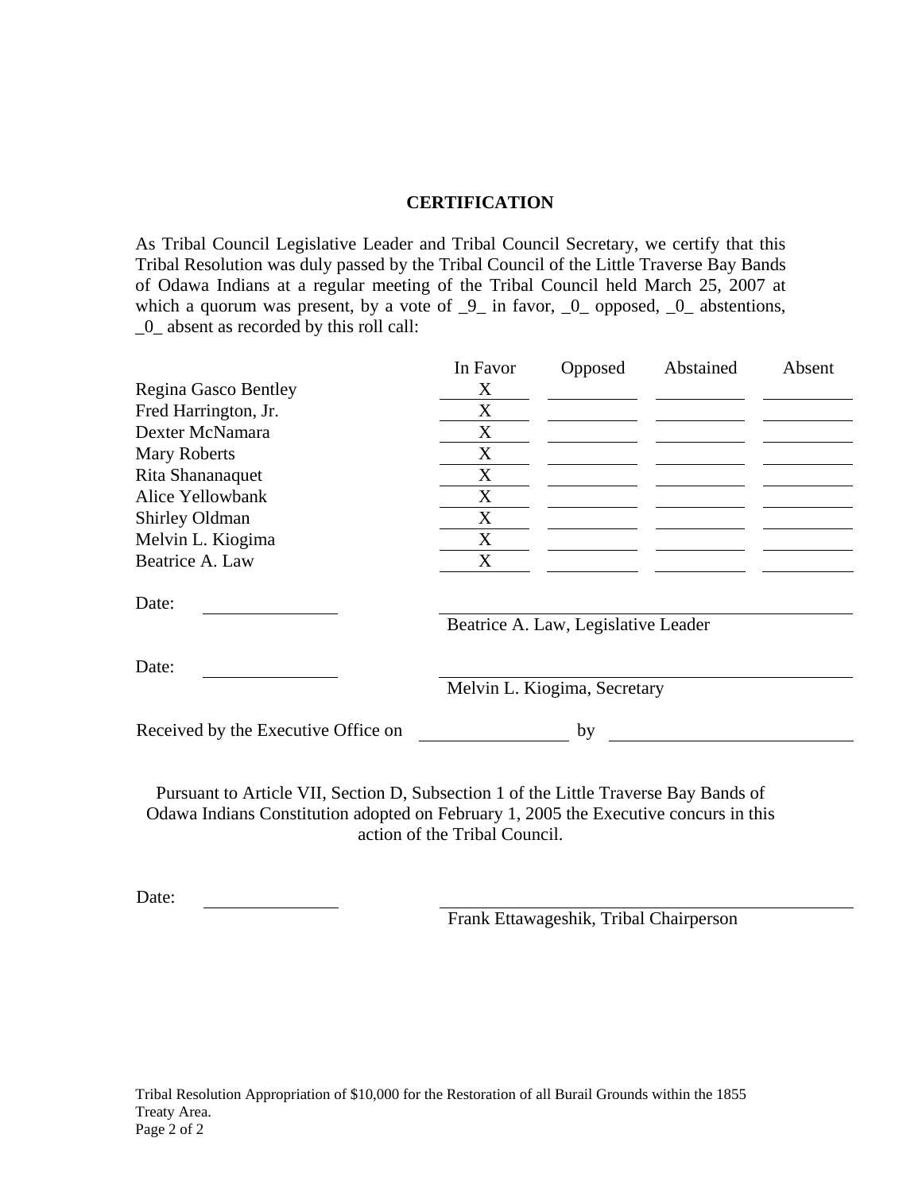**CERTIFICATION**

As Tribal Council Legislative Leader and Tribal Council Secretary, we certify that this Tribal Resolution was duly passed by the Tribal Council of the Little Traverse Bay Bands of Odawa Indians at a regular meeting of the Tribal Council held March 25, 2007 at which a quorum was present, by a vote of _9_ in favor, _0_ opposed, _0_ abstentions, _0_ absent as recorded by this roll call:

| | In Favor | Opposed | Abstained | Absent |
|---|---|---|---|---|
| Regina Gasco Bentley | X | | | |
| Fred Harrington, Jr. | X | | | |
| Dexter McNamara | X | | | |
| Mary Roberts | X | | | |
| Rita Shananaquet | X | | | |
| Alice Yellowbank | X | | | |
| Shirley Oldman | X | | | |
| Melvin L. Kiogima | X | | | |
| Beatrice A. Law | X | | | |

Date: ______________ ______________________________
Beatrice A. Law, Legislative Leader

Date: ______________ ______________________________
Melvin L. Kiogima, Secretary

Received by the Executive Office on ______________ by ______________________

Pursuant to Article VII, Section D, Subsection 1 of the Little Traverse Bay Bands of Odawa Indians Constitution adopted on February 1, 2005 the Executive concurs in this action of the Tribal Council.

Date: ______________ ______________________________
Frank Ettawageshik, Tribal Chairperson